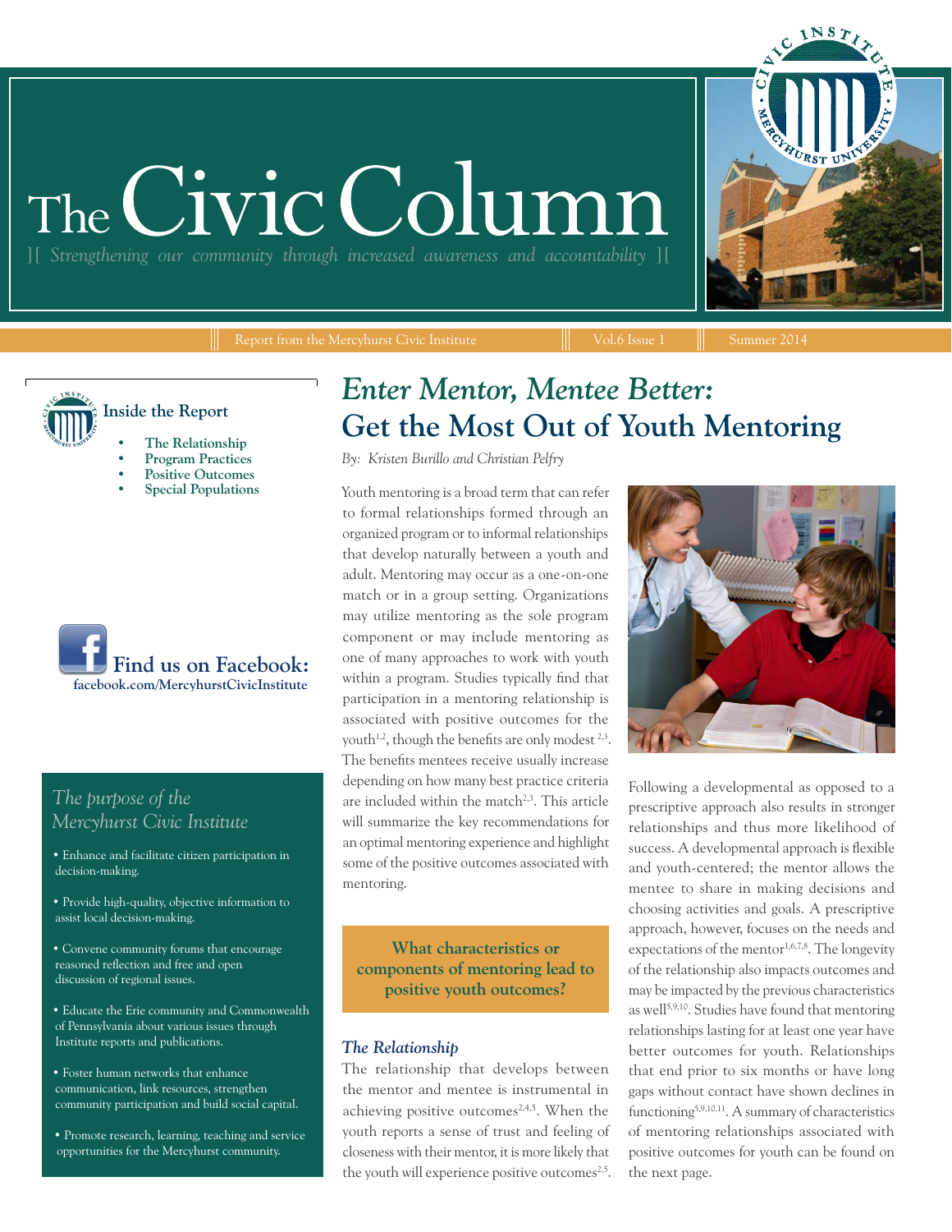# The Civic Column

][ *Strengthening our community through increased awareness and accountability* ][

Report from the Mercyhurst Civic Institute | Vol.6 Issue 1 | Summer 2014

**Inside the Report**

- The Relationship
- Program Practices
- Positive Outcomes
- Special Populations

**Find us on Facebook:**
**facebook.com/MercyhurstCivicInstitute**

*The purpose of the Mercyhurst Civic Institute*

- Enhance and facilitate citizen participation in decision-making.
- Provide high-quality, objective information to assist local decision-making.
- Convene community forums that encourage reasoned reflection and free and open discussion of regional issues.
- Educate the Erie community and Commonwealth of Pennsylvania about various issues through Institute reports and publications.
- Foster human networks that enhance communication, link resources, strengthen community participation and build social capital.
- Promote research, learning, teaching and service opportunities for the Mercyhurst community.

# *Enter Mentor, Mentee Better:* Get the Most Out of Youth Mentoring

*By: Kristen Burillo and Christian Pelfry*

Youth mentoring is a broad term that can refer to formal relationships formed through an organized program or to informal relationships that develop naturally between a youth and adult. Mentoring may occur as a one-on-one match or in a group setting. Organizations may utilize mentoring as the sole program component or may include mentoring as one of many approaches to work with youth within a program. Studies typically find that participation in a mentoring relationship is associated with positive outcomes for the youth[1,2], though the benefits are only modest [2,3]. The benefits mentees receive usually increase depending on how many best practice criteria are included within the match[2,3]. This article will summarize the key recommendations for an optimal mentoring experience and highlight some of the positive outcomes associated with mentoring.

**What characteristics or components of mentoring lead to positive youth outcomes?**

## *The Relationship*

The relationship that develops between the mentor and mentee is instrumental in achieving positive outcomes[2,4,5]. When the youth reports a sense of trust and feeling of closeness with their mentor, it is more likely that the youth will experience positive outcomes[2,5].

Following a developmental as opposed to a prescriptive approach also results in stronger relationships and thus more likelihood of success. A developmental approach is flexible and youth-centered; the mentor allows the mentee to share in making decisions and choosing activities and goals. A prescriptive approach, however, focuses on the needs and expectations of the mentor[1,6,7,8]. The longevity of the relationship also impacts outcomes and may be impacted by the previous characteristics as well[5,9,10]. Studies have found that mentoring relationships lasting for at least one year have better outcomes for youth. Relationships that end prior to six months or have long gaps without contact have shown declines in functioning[5,9,10,11]. A summary of characteristics of mentoring relationships associated with positive outcomes for youth can be found on the next page.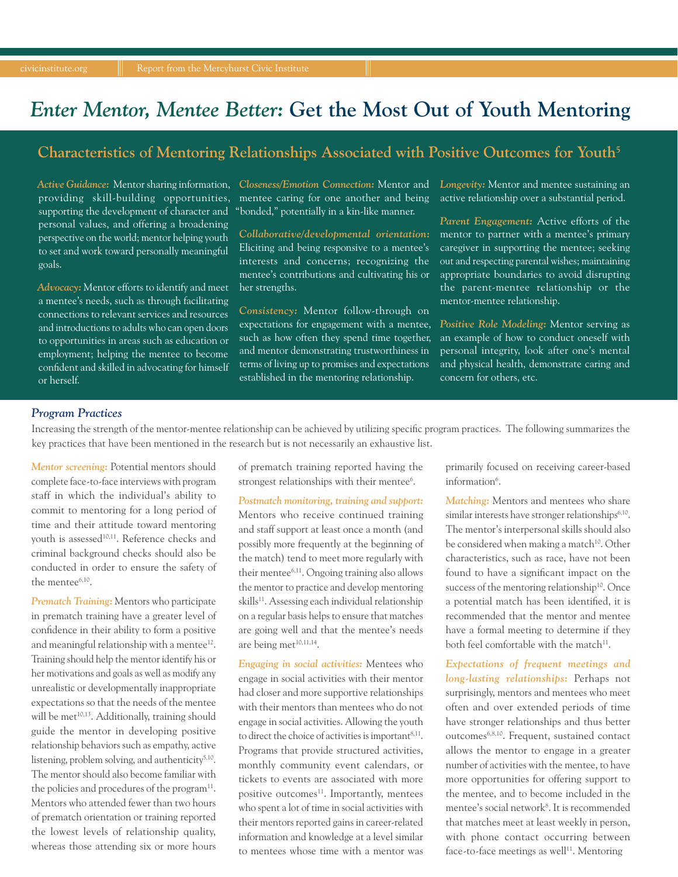# *Enter Mentor, Mentee Better:* Get the Most Out of Youth Mentoring

## Characteristics of Mentoring Relationships Associated with Positive Outcomes for Youth[5]

***Active Guidance:*** Mentor sharing information, providing skill-building opportunities, supporting the development of character and personal values, and offering a broadening perspective on the world; mentor helping youth to set and work toward personally meaningful goals.

***Advocacy:*** Mentor efforts to identify and meet a mentee's needs, such as through facilitating connections to relevant services and resources and introductions to adults who can open doors to opportunities in areas such as education or employment; helping the mentee to become confident and skilled in advocating for himself or herself.

***Closeness/Emotion Connection:*** Mentor and mentee caring for one another and being "bonded," potentially in a kin-like manner.

***Collaborative/developmental orientation:*** Eliciting and being responsive to a mentee's interests and concerns; recognizing the mentee's contributions and cultivating his or her strengths.

***Consistency:*** Mentor follow-through on expectations for engagement with a mentee, such as how often they spend time together, and mentor demonstrating trustworthiness in terms of living up to promises and expectations established in the mentoring relationship.

***Longevity:*** Mentor and mentee sustaining an active relationship over a substantial period.

***Parent Engagement:*** Active efforts of the mentor to partner with a mentee's primary caregiver in supporting the mentee; seeking out and respecting parental wishes; maintaining appropriate boundaries to avoid disrupting the parent-mentee relationship or the mentor-mentee relationship.

***Positive Role Modeling:*** Mentor serving as an example of how to conduct oneself with personal integrity, look after one's mental and physical health, demonstrate caring and concern for others, etc.

### *Program Practices*

Increasing the strength of the mentor-mentee relationship can be achieved by utilizing specific program practices. The following summarizes the key practices that have been mentioned in the research but is not necessarily an exhaustive list.

*Mentor screening:* Potential mentors should complete face-to-face interviews with program staff in which the individual's ability to commit to mentoring for a long period of time and their attitude toward mentoring youth is assessed[10,11]. Reference checks and criminal background checks should also be conducted in order to ensure the safety of the mentee[6,10].

*Prematch Training:* Mentors who participate in prematch training have a greater level of confidence in their ability to form a positive and meaningful relationship with a mentee[12]. Training should help the mentor identify his or her motivations and goals as well as modify any unrealistic or developmentally inappropriate expectations so that the needs of the mentee will be met[10,13]. Additionally, training should guide the mentor in developing positive relationship behaviors such as empathy, active listening, problem solving, and authenticity[5,10]. The mentor should also become familiar with the policies and procedures of the program[11]. Mentors who attended fewer than two hours of prematch orientation or training reported the lowest levels of relationship quality, whereas those attending six or more hours of prematch training reported having the strongest relationships with their mentee[6].

*Postmatch monitoring, training and support:* Mentors who receive continued training and staff support at least once a month (and possibly more frequently at the beginning of the match) tend to meet more regularly with their mentee[6,11]. Ongoing training also allows the mentor to practice and develop mentoring skills[11]. Assessing each individual relationship on a regular basis helps to ensure that matches are going well and that the mentee's needs are being met[10,11,14].

*Engaging in social activities:* Mentees who engage in social activities with their mentor had closer and more supportive relationships with their mentors than mentees who do not engage in social activities. Allowing the youth to direct the choice of activities is important[8,11]. Programs that provide structured activities, monthly community event calendars, or tickets to events are associated with more positive outcomes[11]. Importantly, mentees who spent a lot of time in social activities with their mentors reported gains in career-related information and knowledge at a level similar to mentees whose time with a mentor was primarily focused on receiving career-based information[6].

*Matching:* Mentors and mentees who share similar interests have stronger relationships[6,10]. The mentor's interpersonal skills should also be considered when making a match[10]. Other characteristics, such as race, have not been found to have a significant impact on the success of the mentoring relationship[10]. Once a potential match has been identified, it is recommended that the mentor and mentee have a formal meeting to determine if they both feel comfortable with the match[11].

*Expectations of frequent meetings and long-lasting relationships:* Perhaps not surprisingly, mentors and mentees who meet often and over extended periods of time have stronger relationships and thus better outcomes[6,8,10]. Frequent, sustained contact allows the mentor to engage in a greater number of activities with the mentee, to have more opportunities for offering support to the mentee, and to become included in the mentee's social network[8]. It is recommended that matches meet at least weekly in person, with phone contact occurring between face-to-face meetings as well[11]. Mentoring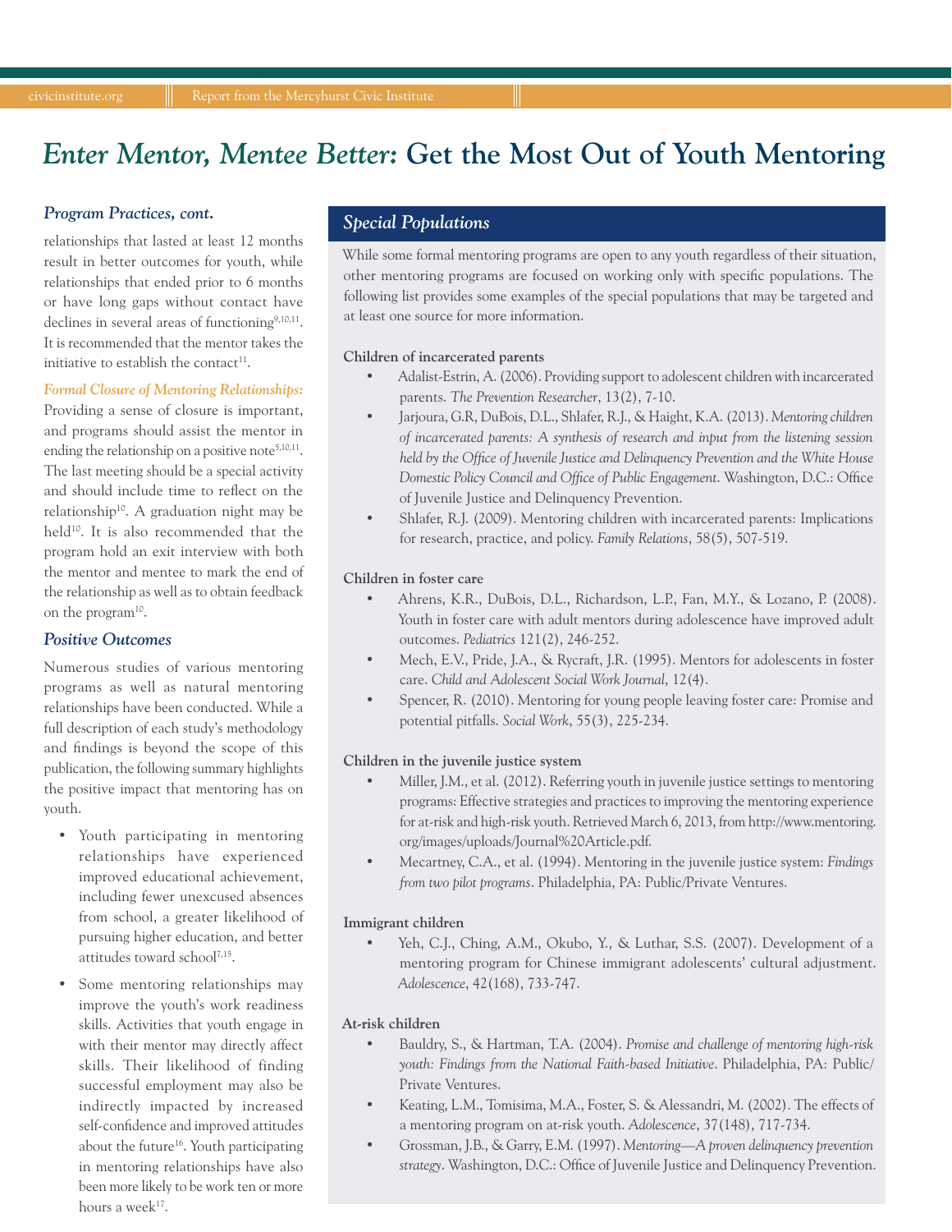# *Enter Mentor, Mentee Better:* Get the Most Out of Youth Mentoring

### *Program Practices, cont.*

relationships that lasted at least 12 months result in better outcomes for youth, while relationships that ended prior to 6 months or have long gaps without contact have declines in several areas of functioning[9,10,11]. It is recommended that the mentor takes the initiative to establish the contact[11].

*Formal Closure of Mentoring Relationships:* Providing a sense of closure is important, and programs should assist the mentor in ending the relationship on a positive note[5,10,11]. The last meeting should be a special activity and should include time to reflect on the relationship[10]. A graduation night may be held[10]. It is also recommended that the program hold an exit interview with both the mentor and mentee to mark the end of the relationship as well as to obtain feedback on the program[10].

### *Positive Outcomes*

Numerous studies of various mentoring programs as well as natural mentoring relationships have been conducted. While a full description of each study's methodology and findings is beyond the scope of this publication, the following summary highlights the positive impact that mentoring has on youth.

- Youth participating in mentoring relationships have experienced improved educational achievement, including fewer unexcused absences from school, a greater likelihood of pursuing higher education, and better attitudes toward school[7,15].
- Some mentoring relationships may improve the youth's work readiness skills. Activities that youth engage in with their mentor may directly affect skills. Their likelihood of finding successful employment may also be indirectly impacted by increased self-confidence and improved attitudes about the future[16]. Youth participating in mentoring relationships have also been more likely to be work ten or more hours a week[17].

## *Special Populations*

While some formal mentoring programs are open to any youth regardless of their situation, other mentoring programs are focused on working only with specific populations. The following list provides some examples of the special populations that may be targeted and at least one source for more information.

**Children of incarcerated parents**

- Adalist-Estrin, A. (2006). Providing support to adolescent children with incarcerated parents. *The Prevention Researcher*, 13(2), 7-10.
- Jarjoura, G.R, DuBois, D.L., Shlafer, R.J., & Haight, K.A. (2013). *Mentoring children of incarcerated parents: A synthesis of research and input from the listening session held by the Office of Juvenile Justice and Delinquency Prevention and the White House Domestic Policy Council and Office of Public Engagement.* Washington, D.C.: Office of Juvenile Justice and Delinquency Prevention.
- Shlafer, R.J. (2009). Mentoring children with incarcerated parents: Implications for research, practice, and policy. *Family Relations*, 58(5), 507-519.

**Children in foster care**

- Ahrens, K.R., DuBois, D.L., Richardson, L.P., Fan, M.Y., & Lozano, P. (2008). Youth in foster care with adult mentors during adolescence have improved adult outcomes. *Pediatrics* 121(2), 246-252.
- Mech, E.V., Pride, J.A., & Rycraft, J.R. (1995). Mentors for adolescents in foster care. *Child and Adolescent Social Work Journal*, 12(4).
- Spencer, R. (2010). Mentoring for young people leaving foster care: Promise and potential pitfalls. *Social Work*, 55(3), 225-234.

**Children in the juvenile justice system**

- Miller, J.M., et al. (2012). Referring youth in juvenile justice settings to mentoring programs: Effective strategies and practices to improving the mentoring experience for at-risk and high-risk youth. Retrieved March 6, 2013, from http://www.mentoring.org/images/uploads/Journal%20Article.pdf.
- Mecartney, C.A., et al. (1994). Mentoring in the juvenile justice system: *Findings from two pilot programs*. Philadelphia, PA: Public/Private Ventures.

**Immigrant children**

- Yeh, C.J., Ching, A.M., Okubo, Y., & Luthar, S.S. (2007). Development of a mentoring program for Chinese immigrant adolescents' cultural adjustment. *Adolescence*, 42(168), 733-747.

**At-risk children**

- Bauldry, S., & Hartman, T.A. (2004). *Promise and challenge of mentoring high-risk youth: Findings from the National Faith-based Initiative*. Philadelphia, PA: Public/Private Ventures.
- Keating, L.M., Tomisima, M.A., Foster, S. & Alessandri, M. (2002). The effects of a mentoring program on at-risk youth. *Adolescence*, 37(148), 717-734.
- Grossman, J.B., & Garry, E.M. (1997). *Mentoring—A proven delinquency prevention strategy*. Washington, D.C.: Office of Juvenile Justice and Delinquency Prevention.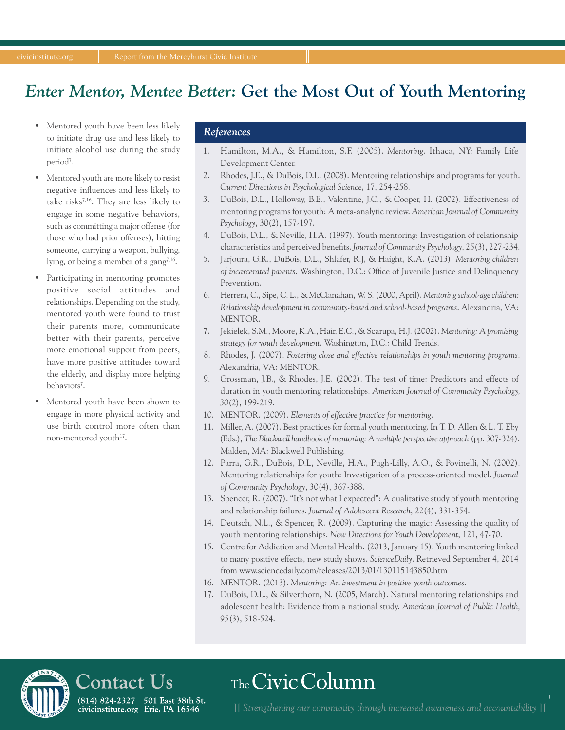# *Enter Mentor, Mentee Better:* Get the Most Out of Youth Mentoring

- Mentored youth have been less likely to initiate drug use and less likely to initiate alcohol use during the study period[7].
- Mentored youth are more likely to resist negative influences and less likely to take risks[7,16]. They are less likely to engage in some negative behaviors, such as committing a major offense (for those who had prior offenses), hitting someone, carrying a weapon, bullying, lying, or being a member of a gang[7,16].
- Participating in mentoring promotes positive social attitudes and relationships. Depending on the study, mentored youth were found to trust their parents more, communicate better with their parents, perceive more emotional support from peers, have more positive attitudes toward the elderly, and display more helping behaviors[7].
- Mentored youth have been shown to engage in more physical activity and use birth control more often than non-mentored youth[17].

## *References*

1. Hamilton, M.A., & Hamilton, S.F. (2005). *Mentoring*. Ithaca, NY: Family Life Development Center.
2. Rhodes, J.E., & DuBois, D.L. (2008). Mentoring relationships and programs for youth. *Current Directions in Psychological Science*, 17, 254-258.
3. DuBois, D.L., Holloway, B.E., Valentine, J.C., & Cooper, H. (2002). Effectiveness of mentoring programs for youth: A meta-analytic review. *American Journal of Community Psychology*, 30(2), 157-197.
4. DuBois, D.L., & Neville, H.A. (1997). Youth mentoring: Investigation of relationship characteristics and perceived benefits. *Journal of Community Psychology*, 25(3), 227-234.
5. Jarjoura, G.R., DuBois, D.L., Shlafer, R.J, & Haight, K.A. (2013). *Mentoring children of incarcerated parents*. Washington, D.C.: Office of Juvenile Justice and Delinquency Prevention.
6. Herrera, C., Sipe, C. L., & McClanahan, W. S. (2000, April). *Mentoring school-age children: Relationship development in community-based and school-based programs*. Alexandria, VA: MENTOR.
7. Jekielek, S.M., Moore, K.A., Hair, E.C., & Scarupa, H.J. (2002). *Mentoring: A promising strategy for youth development*. Washington, D.C.: Child Trends.
8. Rhodes, J. (2007). *Fostering close and effective relationships in youth mentoring programs*. Alexandria, VA: MENTOR.
9. Grossman, J.B., & Rhodes, J.E. (2002). The test of time: Predictors and effects of duration in youth mentoring relationships. *American Journal of Community Psychology, 30*(2), 199-219.
10. MENTOR. (2009). *Elements of effective practice for mentoring*.
11. Miller, A. (2007). Best practices for formal youth mentoring. In T. D. Allen & L. T. Eby (Eds.), *The Blackwell handbook of mentoring: A multiple perspective approach* (pp. 307-324). Malden, MA: Blackwell Publishing.
12. Parra, G.R., DuBois, D.L, Neville, H.A., Pugh-Lilly, A.O., & Povinelli, N. (2002). Mentoring relationships for youth: Investigation of a process-oriented model. *Journal of Community Psychology*, 30(4), 367-388.
13. Spencer, R. (2007). "It's not what I expected": A qualitative study of youth mentoring and relationship failures. *Journal of Adolescent Research*, 22(4), 331-354.
14. Deutsch, N.L., & Spencer, R. (2009). Capturing the magic: Assessing the quality of youth mentoring relationships. *New Directions for Youth Development*, 121, 47-70.
15. Centre for Addiction and Mental Health. (2013, January 15). Youth mentoring linked to many positive effects, new study shows. *ScienceDaily*. Retrieved September 4, 2014 from www.sciencedaily.com/releases/2013/01/130115143850.htm
16. MENTOR. (2013). *Mentoring: An investment in positive youth outcomes*.
17. DuBois, D.L., & Silverthorn, N. (2005, March). Natural mentoring relationships and adolescent health: Evidence from a national study. *American Journal of Public Health, 95*(3), 518-524.

## Contact Us

(814) 824-2327 501 East 38th St.
civicinstitute.org Erie, PA 16546

The Civic Column

*Strengthening our community through increased awareness and accountability*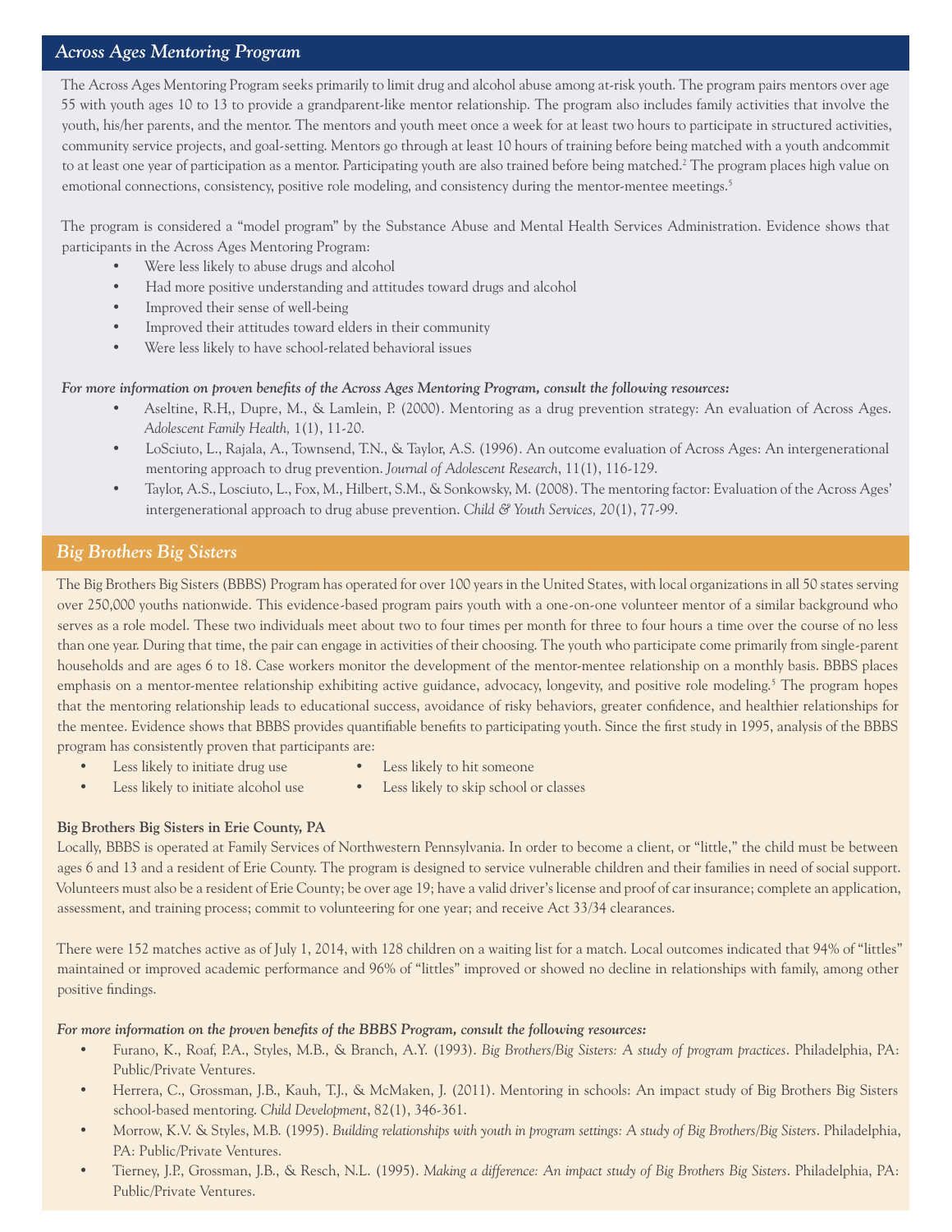## Across Ages Mentoring Program

The Across Ages Mentoring Program seeks primarily to limit drug and alcohol abuse among at-risk youth. The program pairs mentors over age 55 with youth ages 10 to 13 to provide a grandparent-like mentor relationship. The program also includes family activities that involve the youth, his/her parents, and the mentor. The mentors and youth meet once a week for at least two hours to participate in structured activities, community service projects, and goal-setting. Mentors go through at least 10 hours of training before being matched with a youth andcommit to at least one year of participation as a mentor. Participating youth are also trained before being matched.[2] The program places high value on emotional connections, consistency, positive role modeling, and consistency during the mentor-mentee meetings.[5]

The program is considered a "model program" by the Substance Abuse and Mental Health Services Administration. Evidence shows that participants in the Across Ages Mentoring Program:

- Were less likely to abuse drugs and alcohol
- Had more positive understanding and attitudes toward drugs and alcohol
- Improved their sense of well-being
- Improved their attitudes toward elders in their community
- Were less likely to have school-related behavioral issues

***For more information on proven benefits of the Across Ages Mentoring Program, consult the following resources:***

- Aseltine, R.H,, Dupre, M., & Lamlein, P. (2000). Mentoring as a drug prevention strategy: An evaluation of Across Ages. *Adolescent Family Health,* 1(1), 11-20.
- LoSciuto, L., Rajala, A., Townsend, T.N., & Taylor, A.S. (1996). An outcome evaluation of Across Ages: An intergenerational mentoring approach to drug prevention. *Journal of Adolescent Research*, 11(1), 116-129.
- Taylor, A.S., Losciuto, L., Fox, M., Hilbert, S.M., & Sonkowsky, M. (2008). The mentoring factor: Evaluation of the Across Ages' intergenerational approach to drug abuse prevention. *Child & Youth Services, 20*(1), 77-99.

## Big Brothers Big Sisters

The Big Brothers Big Sisters (BBBS) Program has operated for over 100 years in the United States, with local organizations in all 50 states serving over 250,000 youths nationwide. This evidence-based program pairs youth with a one-on-one volunteer mentor of a similar background who serves as a role model. These two individuals meet about two to four times per month for three to four hours a time over the course of no less than one year. During that time, the pair can engage in activities of their choosing. The youth who participate come primarily from single-parent households and are ages 6 to 18. Case workers monitor the development of the mentor-mentee relationship on a monthly basis. BBBS places emphasis on a mentor-mentee relationship exhibiting active guidance, advocacy, longevity, and positive role modeling.[5] The program hopes that the mentoring relationship leads to educational success, avoidance of risky behaviors, greater confidence, and healthier relationships for the mentee. Evidence shows that BBBS provides quantifiable benefits to participating youth. Since the first study in 1995, analysis of the BBBS program has consistently proven that participants are:

- Less likely to initiate drug use
- Less likely to initiate alcohol use
- Less likely to hit someone
- Less likely to skip school or classes

**Big Brothers Big Sisters in Erie County, PA**

Locally, BBBS is operated at Family Services of Northwestern Pennsylvania. In order to become a client, or "little," the child must be between ages 6 and 13 and a resident of Erie County. The program is designed to service vulnerable children and their families in need of social support. Volunteers must also be a resident of Erie County; be over age 19; have a valid driver's license and proof of car insurance; complete an application, assessment, and training process; commit to volunteering for one year; and receive Act 33/34 clearances.

There were 152 matches active as of July 1, 2014, with 128 children on a waiting list for a match. Local outcomes indicated that 94% of "littles" maintained or improved academic performance and 96% of "littles" improved or showed no decline in relationships with family, among other positive findings.

***For more information on the proven benefits of the BBBS Program, consult the following resources:***

- Furano, K., Roaf, P.A., Styles, M.B., & Branch, A.Y. (1993). *Big Brothers/Big Sisters: A study of program practices*. Philadelphia, PA: Public/Private Ventures.
- Herrera, C., Grossman, J.B., Kauh, T.J., & McMaken, J. (2011). Mentoring in schools: An impact study of Big Brothers Big Sisters school-based mentoring. *Child Development*, 82(1), 346-361.
- Morrow, K.V. & Styles, M.B. (1995). *Building relationships with youth in program settings: A study of Big Brothers/Big Sisters*. Philadelphia, PA: Public/Private Ventures.
- Tierney, J.P., Grossman, J.B., & Resch, N.L. (1995). *Making a difference: An impact study of Big Brothers Big Sisters*. Philadelphia, PA: Public/Private Ventures.